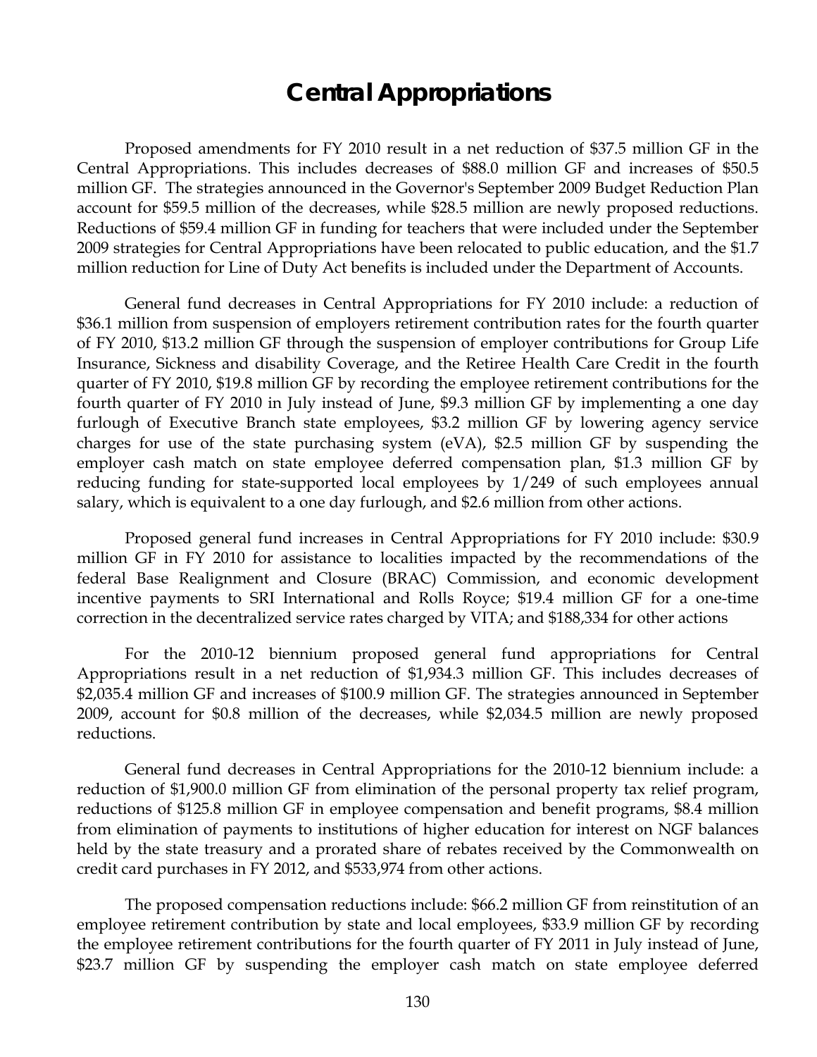# Central Appropriations

Proposed amendments for FY 2010 result in a net reduction of $37.5 million GF in the Central Appropriations. This includes decreases of $88.0 million GF and increases of $50.5 million GF. The strategies announced in the Governor's September 2009 Budget Reduction Plan account for $59.5 million of the decreases, while $28.5 million are newly proposed reductions. Reductions of $59.4 million GF in funding for teachers that were included under the September 2009 strategies for Central Appropriations have been relocated to public education, and the $1.7 million reduction for Line of Duty Act benefits is included under the Department of Accounts.

General fund decreases in Central Appropriations for FY 2010 include: a reduction of $36.1 million from suspension of employers retirement contribution rates for the fourth quarter of FY 2010, $13.2 million GF through the suspension of employer contributions for Group Life Insurance, Sickness and disability Coverage, and the Retiree Health Care Credit in the fourth quarter of FY 2010, $19.8 million GF by recording the employee retirement contributions for the fourth quarter of FY 2010 in July instead of June, $9.3 million GF by implementing a one day furlough of Executive Branch state employees, $3.2 million GF by lowering agency service charges for use of the state purchasing system (eVA), $2.5 million GF by suspending the employer cash match on state employee deferred compensation plan, $1.3 million GF by reducing funding for state-supported local employees by 1/249 of such employees annual salary, which is equivalent to a one day furlough, and $2.6 million from other actions.

Proposed general fund increases in Central Appropriations for FY 2010 include: $30.9 million GF in FY 2010 for assistance to localities impacted by the recommendations of the federal Base Realignment and Closure (BRAC) Commission, and economic development incentive payments to SRI International and Rolls Royce; $19.4 million GF for a one-time correction in the decentralized service rates charged by VITA; and $188,334 for other actions

For the 2010-12 biennium proposed general fund appropriations for Central Appropriations result in a net reduction of $1,934.3 million GF. This includes decreases of $2,035.4 million GF and increases of $100.9 million GF. The strategies announced in September 2009, account for $0.8 million of the decreases, while $2,034.5 million are newly proposed reductions.

General fund decreases in Central Appropriations for the 2010-12 biennium include: a reduction of $1,900.0 million GF from elimination of the personal property tax relief program, reductions of $125.8 million GF in employee compensation and benefit programs, $8.4 million from elimination of payments to institutions of higher education for interest on NGF balances held by the state treasury and a prorated share of rebates received by the Commonwealth on credit card purchases in FY 2012, and $533,974 from other actions.

The proposed compensation reductions include: $66.2 million GF from reinstitution of an employee retirement contribution by state and local employees, $33.9 million GF by recording the employee retirement contributions for the fourth quarter of FY 2011 in July instead of June, $23.7 million GF by suspending the employer cash match on state employee deferred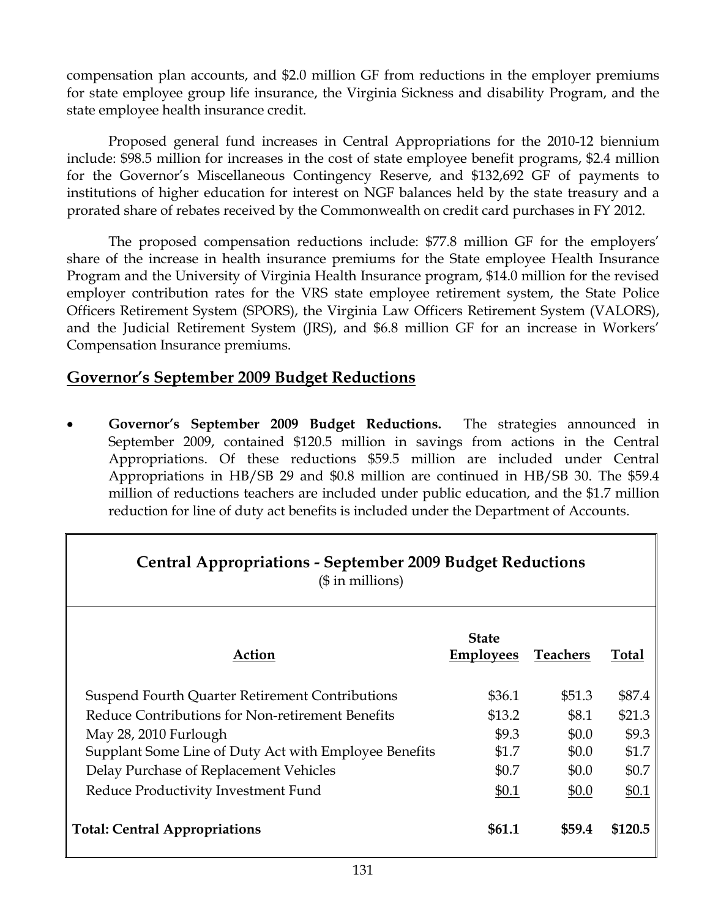compensation plan accounts, and $2.0 million GF from reductions in the employer premiums for state employee group life insurance, the Virginia Sickness and disability Program, and the state employee health insurance credit.

Proposed general fund increases in Central Appropriations for the 2010-12 biennium include: $98.5 million for increases in the cost of state employee benefit programs, $2.4 million for the Governor's Miscellaneous Contingency Reserve, and $132,692 GF of payments to institutions of higher education for interest on NGF balances held by the state treasury and a prorated share of rebates received by the Commonwealth on credit card purchases in FY 2012.

The proposed compensation reductions include: $77.8 million GF for the employers' share of the increase in health insurance premiums for the State employee Health Insurance Program and the University of Virginia Health Insurance program, $14.0 million for the revised employer contribution rates for the VRS state employee retirement system, the State Police Officers Retirement System (SPORS), the Virginia Law Officers Retirement System (VALORS), and the Judicial Retirement System (JRS), and $6.8 million GF for an increase in Workers' Compensation Insurance premiums.

## Governor's September 2009 Budget Reductions

- **Governor's September 2009 Budget Reductions.** The strategies announced in September 2009, contained $120.5 million in savings from actions in the Central Appropriations. Of these reductions $59.5 million are included under Central Appropriations in HB/SB 29 and $0.8 million are continued in HB/SB 30. The $59.4 million of reductions teachers are included under public education, and the $1.7 million reduction for line of duty act benefits is included under the Department of Accounts.

**Central Appropriations - September 2009 Budget Reductions**
($ in millions)

| Action | State Employees | Teachers | Total |
|---|---|---|---|
| Suspend Fourth Quarter Retirement Contributions | $36.1 | $51.3 | $87.4 |
| Reduce Contributions for Non-retirement Benefits | $13.2 | $8.1 | $21.3 |
| May 28, 2010 Furlough | $9.3 | $0.0 | $9.3 |
| Supplant Some Line of Duty Act with Employee Benefits | $1.7 | $0.0 | $1.7 |
| Delay Purchase of Replacement Vehicles | $0.7 | $0.0 | $0.7 |
| Reduce Productivity Investment Fund | $0.1 | $0.0 | $0.1 |
| **Total: Central Appropriations** | **$61.1** | **$59.4** | **$120.5** |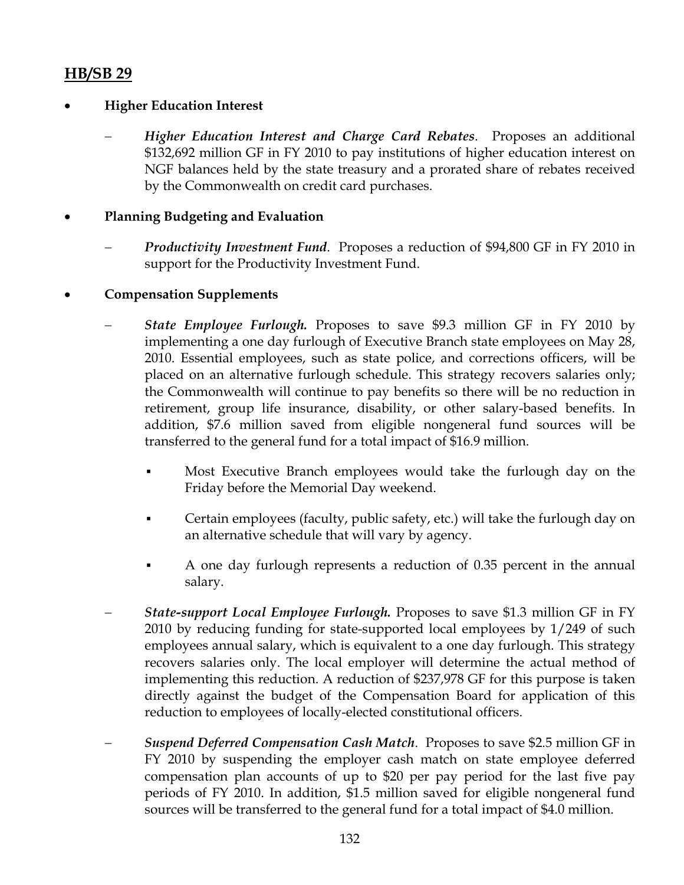## HB/SB 29

- **Higher Education Interest**

  – ***Higher Education Interest and Charge Card Rebates***. Proposes an additional $132,692 million GF in FY 2010 to pay institutions of higher education interest on NGF balances held by the state treasury and a prorated share of rebates received by the Commonwealth on credit card purchases.

- **Planning Budgeting and Evaluation**

  – ***Productivity Investment Fund***. Proposes a reduction of $94,800 GF in FY 2010 in support for the Productivity Investment Fund.

- **Compensation Supplements**

  – ***State Employee Furlough.*** Proposes to save $9.3 million GF in FY 2010 by implementing a one day furlough of Executive Branch state employees on May 28, 2010. Essential employees, such as state police, and corrections officers, will be placed on an alternative furlough schedule. This strategy recovers salaries only; the Commonwealth will continue to pay benefits so there will be no reduction in retirement, group life insurance, disability, or other salary-based benefits. In addition, $7.6 million saved from eligible nongeneral fund sources will be transferred to the general fund for a total impact of $16.9 million.

    - Most Executive Branch employees would take the furlough day on the Friday before the Memorial Day weekend.
    - Certain employees (faculty, public safety, etc.) will take the furlough day on an alternative schedule that will vary by agency.
    - A one day furlough represents a reduction of 0.35 percent in the annual salary.

  – ***State-support Local Employee Furlough.*** Proposes to save $1.3 million GF in FY 2010 by reducing funding for state-supported local employees by 1/249 of such employees annual salary, which is equivalent to a one day furlough. This strategy recovers salaries only. The local employer will determine the actual method of implementing this reduction. A reduction of $237,978 GF for this purpose is taken directly against the budget of the Compensation Board for application of this reduction to employees of locally-elected constitutional officers.

  – ***Suspend Deferred Compensation Cash Match***. Proposes to save $2.5 million GF in FY 2010 by suspending the employer cash match on state employee deferred compensation plan accounts of up to $20 per pay period for the last five pay periods of FY 2010. In addition, $1.5 million saved for eligible nongeneral fund sources will be transferred to the general fund for a total impact of $4.0 million.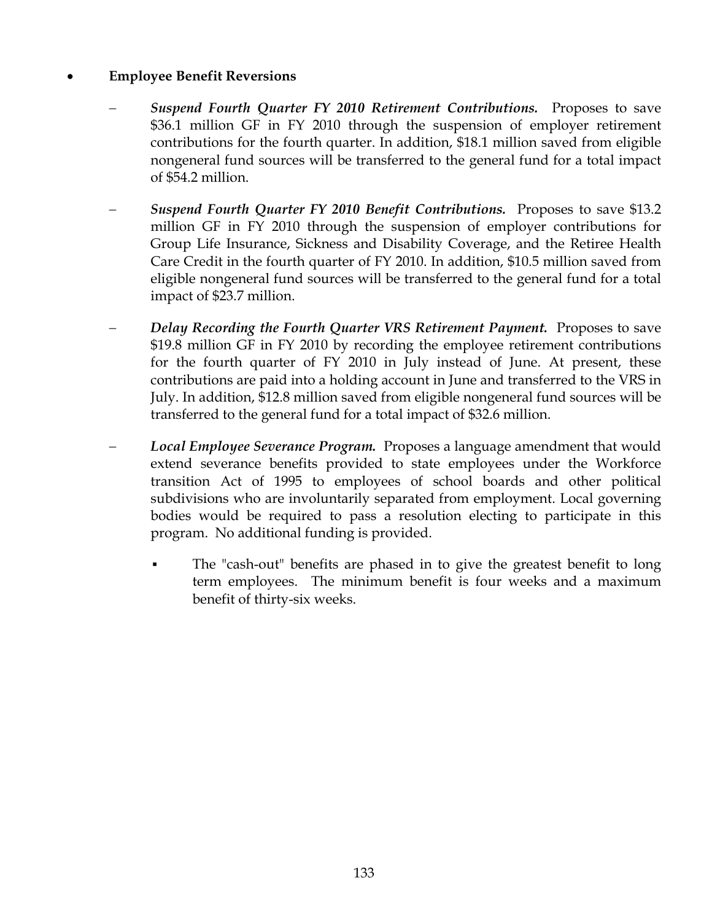- **Employee Benefit Reversions**

  - ***Suspend Fourth Quarter FY 2010 Retirement Contributions.*** Proposes to save $36.1 million GF in FY 2010 through the suspension of employer retirement contributions for the fourth quarter. In addition, $18.1 million saved from eligible nongeneral fund sources will be transferred to the general fund for a total impact of $54.2 million.

  - ***Suspend Fourth Quarter FY 2010 Benefit Contributions.*** Proposes to save $13.2 million GF in FY 2010 through the suspension of employer contributions for Group Life Insurance, Sickness and Disability Coverage, and the Retiree Health Care Credit in the fourth quarter of FY 2010. In addition, $10.5 million saved from eligible nongeneral fund sources will be transferred to the general fund for a total impact of $23.7 million.

  - ***Delay Recording the Fourth Quarter VRS Retirement Payment.*** Proposes to save $19.8 million GF in FY 2010 by recording the employee retirement contributions for the fourth quarter of FY 2010 in July instead of June. At present, these contributions are paid into a holding account in June and transferred to the VRS in July. In addition, $12.8 million saved from eligible nongeneral fund sources will be transferred to the general fund for a total impact of $32.6 million.

  - ***Local Employee Severance Program.*** Proposes a language amendment that would extend severance benefits provided to state employees under the Workforce transition Act of 1995 to employees of school boards and other political subdivisions who are involuntarily separated from employment. Local governing bodies would be required to pass a resolution electing to participate in this program. No additional funding is provided.

    - The "cash-out" benefits are phased in to give the greatest benefit to long term employees. The minimum benefit is four weeks and a maximum benefit of thirty-six weeks.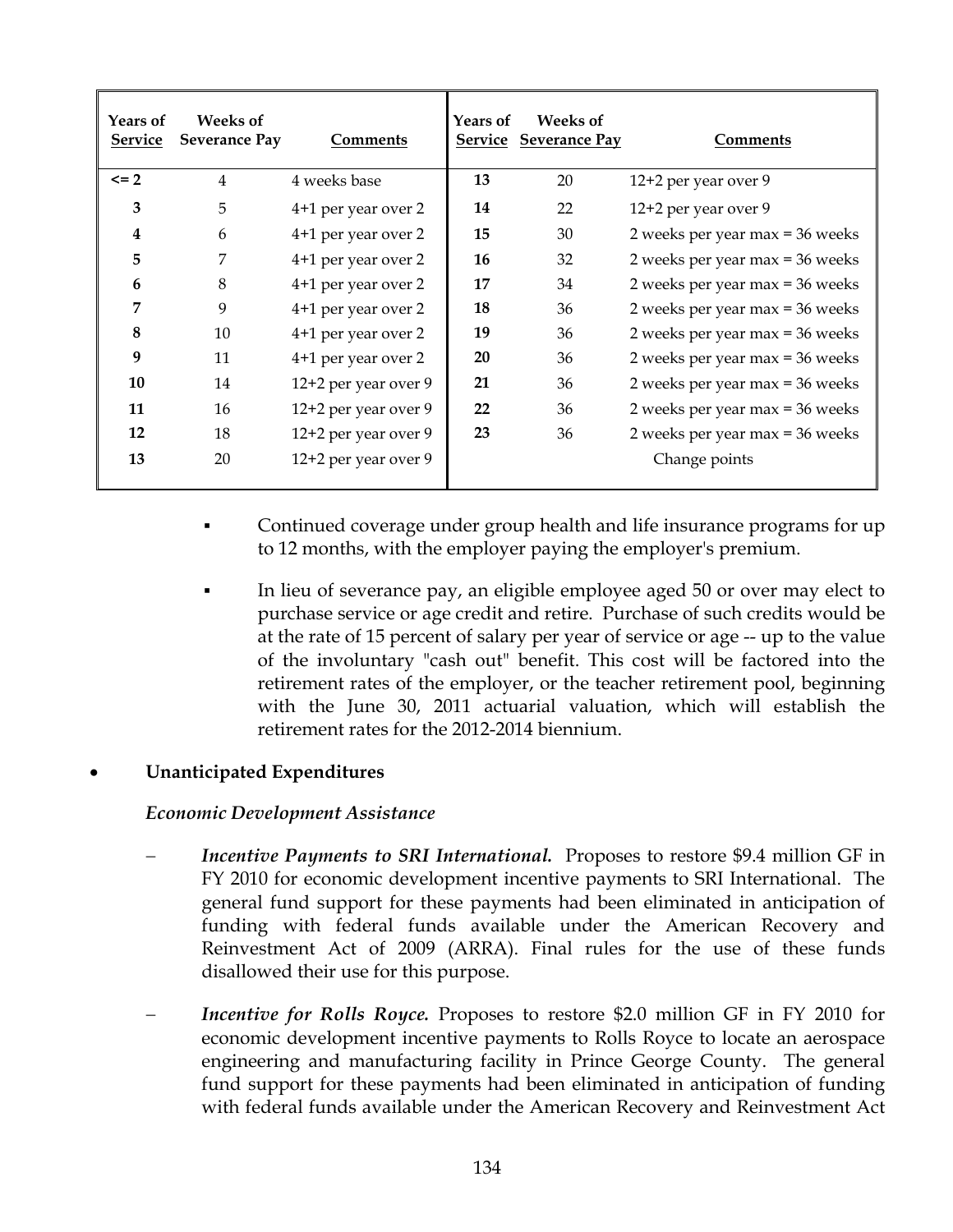| Years of Service | Weeks of Severance Pay | Comments | Years of Service | Weeks of Severance Pay | Comments |
|---|---|---|---|---|---|
| <= 2 | 4 | 4 weeks base | 13 | 20 | 12+2 per year over 9 |
| 3 | 5 | 4+1 per year over 2 | 14 | 22 | 12+2 per year over 9 |
| 4 | 6 | 4+1 per year over 2 | 15 | 30 | 2 weeks per year max = 36 weeks |
| 5 | 7 | 4+1 per year over 2 | 16 | 32 | 2 weeks per year max = 36 weeks |
| 6 | 8 | 4+1 per year over 2 | 17 | 34 | 2 weeks per year max = 36 weeks |
| 7 | 9 | 4+1 per year over 2 | 18 | 36 | 2 weeks per year max = 36 weeks |
| 8 | 10 | 4+1 per year over 2 | 19 | 36 | 2 weeks per year max = 36 weeks |
| 9 | 11 | 4+1 per year over 2 | 20 | 36 | 2 weeks per year max = 36 weeks |
| 10 | 14 | 12+2 per year over 9 | 21 | 36 | 2 weeks per year max = 36 weeks |
| 11 | 16 | 12+2 per year over 9 | 22 | 36 | 2 weeks per year max = 36 weeks |
| 12 | 18 | 12+2 per year over 9 | 23 | 36 | 2 weeks per year max = 36 weeks |
| 13 | 20 | 12+2 per year over 9 | | | Change points |

- Continued coverage under group health and life insurance programs for up to 12 months, with the employer paying the employer's premium.

- In lieu of severance pay, an eligible employee aged 50 or over may elect to purchase service or age credit and retire. Purchase of such credits would be at the rate of 15 percent of salary per year of service or age -- up to the value of the involuntary "cash out" benefit. This cost will be factored into the retirement rates of the employer, or the teacher retirement pool, beginning with the June 30, 2011 actuarial valuation, which will establish the retirement rates for the 2012-2014 biennium.

- **Unanticipated Expenditures**

  *Economic Development Assistance*

  – ***Incentive Payments to SRI International.*** Proposes to restore $9.4 million GF in FY 2010 for economic development incentive payments to SRI International. The general fund support for these payments had been eliminated in anticipation of funding with federal funds available under the American Recovery and Reinvestment Act of 2009 (ARRA). Final rules for the use of these funds disallowed their use for this purpose.

  – ***Incentive for Rolls Royce.*** Proposes to restore $2.0 million GF in FY 2010 for economic development incentive payments to Rolls Royce to locate an aerospace engineering and manufacturing facility in Prince George County. The general fund support for these payments had been eliminated in anticipation of funding with federal funds available under the American Recovery and Reinvestment Act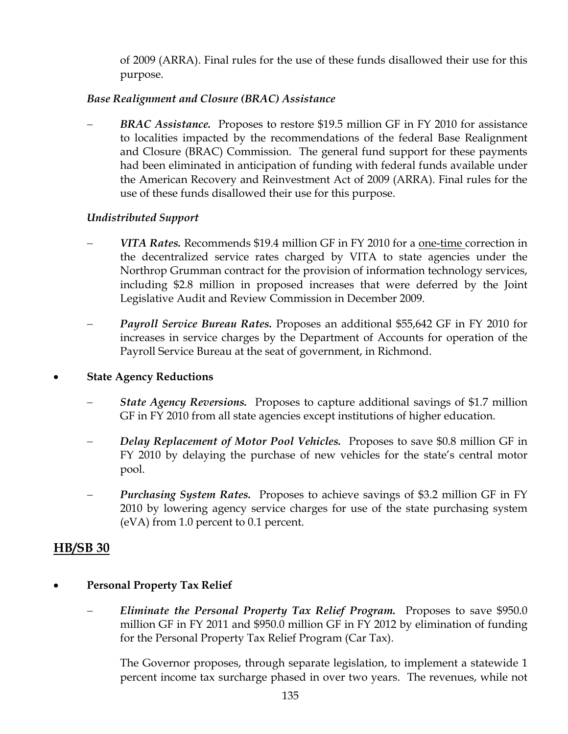of 2009 (ARRA). Final rules for the use of these funds disallowed their use for this purpose.

*Base Realignment and Closure (BRAC) Assistance*

– ***BRAC Assistance.*** Proposes to restore $19.5 million GF in FY 2010 for assistance to localities impacted by the recommendations of the federal Base Realignment and Closure (BRAC) Commission. The general fund support for these payments had been eliminated in anticipation of funding with federal funds available under the American Recovery and Reinvestment Act of 2009 (ARRA). Final rules for the use of these funds disallowed their use for this purpose.

*Undistributed Support*

– ***VITA Rates.*** Recommends $19.4 million GF in FY 2010 for a <u>one-time</u> correction in the decentralized service rates charged by VITA to state agencies under the Northrop Grumman contract for the provision of information technology services, including $2.8 million in proposed increases that were deferred by the Joint Legislative Audit and Review Commission in December 2009.

– ***Payroll Service Bureau Rates.*** Proposes an additional $55,642 GF in FY 2010 for increases in service charges by the Department of Accounts for operation of the Payroll Service Bureau at the seat of government, in Richmond.

- **State Agency Reductions**

  – ***State Agency Reversions.*** Proposes to capture additional savings of $1.7 million GF in FY 2010 from all state agencies except institutions of higher education.

  – ***Delay Replacement of Motor Pool Vehicles.*** Proposes to save $0.8 million GF in FY 2010 by delaying the purchase of new vehicles for the state's central motor pool.

  – ***Purchasing System Rates.*** Proposes to achieve savings of $3.2 million GF in FY 2010 by lowering agency service charges for use of the state purchasing system (eVA) from 1.0 percent to 0.1 percent.

## <u>HB/SB 30</u>

- **Personal Property Tax Relief**

  – ***Eliminate the Personal Property Tax Relief Program.*** Proposes to save $950.0 million GF in FY 2011 and $950.0 million GF in FY 2012 by elimination of funding for the Personal Property Tax Relief Program (Car Tax).

  The Governor proposes, through separate legislation, to implement a statewide 1 percent income tax surcharge phased in over two years. The revenues, while not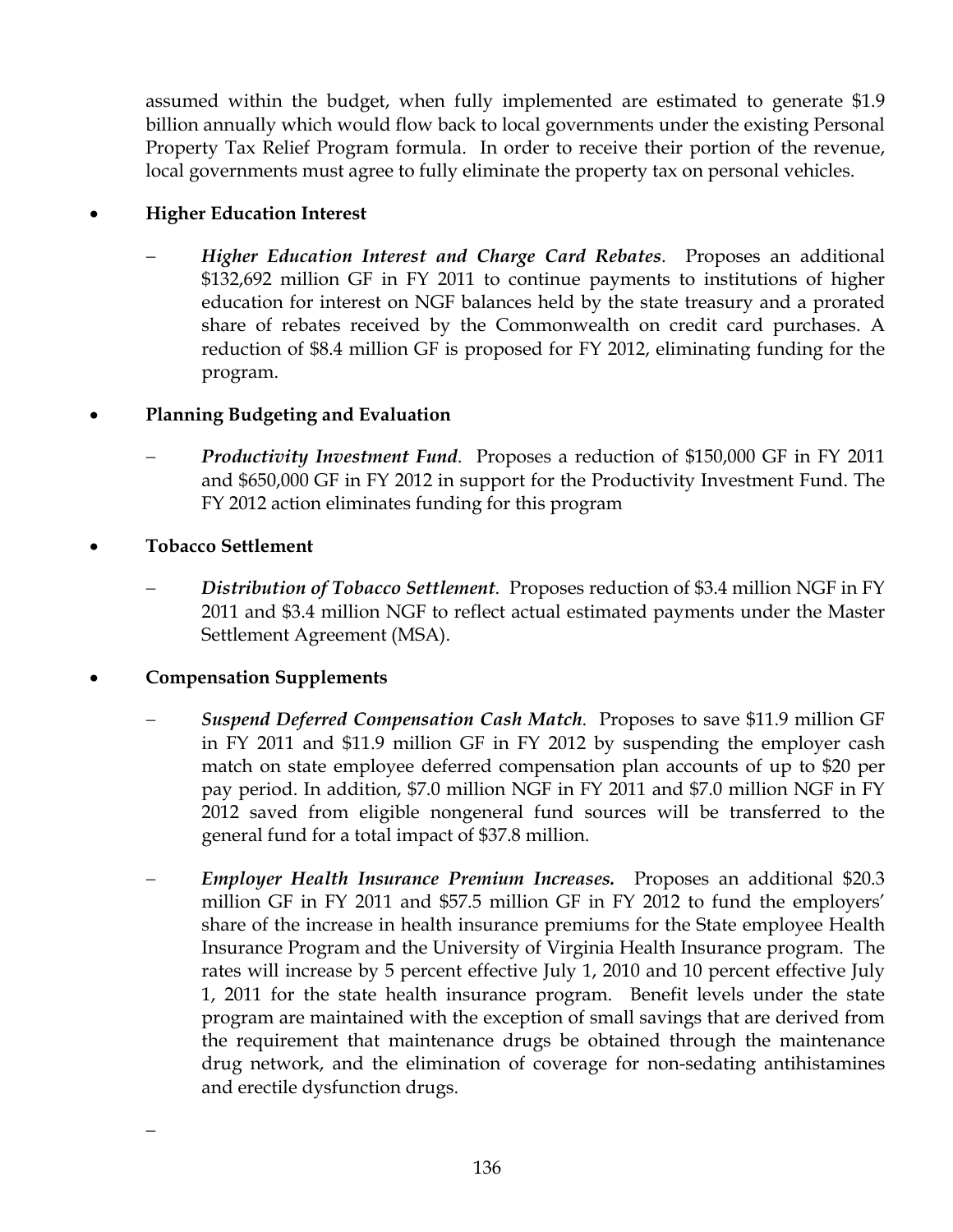assumed within the budget, when fully implemented are estimated to generate $1.9 billion annually which would flow back to local governments under the existing Personal Property Tax Relief Program formula. In order to receive their portion of the revenue, local governments must agree to fully eliminate the property tax on personal vehicles.

- **Higher Education Interest**
  - ***Higher Education Interest and Charge Card Rebates***. Proposes an additional $132,692 million GF in FY 2011 to continue payments to institutions of higher education for interest on NGF balances held by the state treasury and a prorated share of rebates received by the Commonwealth on credit card purchases. A reduction of $8.4 million GF is proposed for FY 2012, eliminating funding for the program.

- **Planning Budgeting and Evaluation**
  - ***Productivity Investment Fund***. Proposes a reduction of $150,000 GF in FY 2011 and $650,000 GF in FY 2012 in support for the Productivity Investment Fund. The FY 2012 action eliminates funding for this program

- **Tobacco Settlement**
  - ***Distribution of Tobacco Settlement***. Proposes reduction of $3.4 million NGF in FY 2011 and $3.4 million NGF to reflect actual estimated payments under the Master Settlement Agreement (MSA).

- **Compensation Supplements**
  - ***Suspend Deferred Compensation Cash Match***. Proposes to save $11.9 million GF in FY 2011 and $11.9 million GF in FY 2012 by suspending the employer cash match on state employee deferred compensation plan accounts of up to $20 per pay period. In addition, $7.0 million NGF in FY 2011 and $7.0 million NGF in FY 2012 saved from eligible nongeneral fund sources will be transferred to the general fund for a total impact of $37.8 million.
  - ***Employer Health Insurance Premium Increases.*** Proposes an additional $20.3 million GF in FY 2011 and $57.5 million GF in FY 2012 to fund the employers' share of the increase in health insurance premiums for the State employee Health Insurance Program and the University of Virginia Health Insurance program. The rates will increase by 5 percent effective July 1, 2010 and 10 percent effective July 1, 2011 for the state health insurance program. Benefit levels under the state program are maintained with the exception of small savings that are derived from the requirement that maintenance drugs be obtained through the maintenance drug network, and the elimination of coverage for non-sedating antihistamines and erectile dysfunction drugs.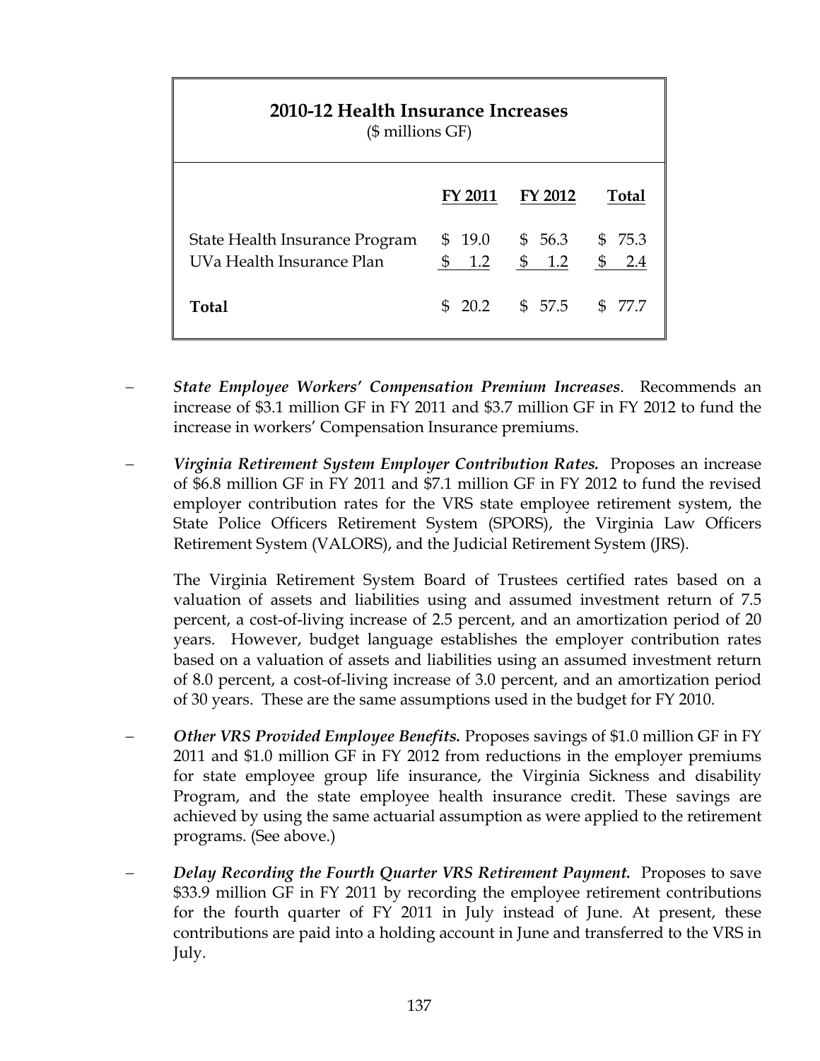| **2010-12 Health Insurance Increases** ($ millions GF) | | | |
|---|---|---|---|
| | **FY 2011** | **FY 2012** | **Total** |
| State Health Insurance Program | $ 19.0 | $ 56.3 | $ 75.3 |
| UVa Health Insurance Plan | $ 1.2 | $ 1.2 | $ 2.4 |
| **Total** | $ 20.2 | $ 57.5 | $ 77.7 |

- ***State Employee Workers' Compensation Premium Increases***. Recommends an increase of $3.1 million GF in FY 2011 and $3.7 million GF in FY 2012 to fund the increase in workers' Compensation Insurance premiums.

- ***Virginia Retirement System Employer Contribution Rates.*** Proposes an increase of $6.8 million GF in FY 2011 and $7.1 million GF in FY 2012 to fund the revised employer contribution rates for the VRS state employee retirement system, the State Police Officers Retirement System (SPORS), the Virginia Law Officers Retirement System (VALORS), and the Judicial Retirement System (JRS).

  The Virginia Retirement System Board of Trustees certified rates based on a valuation of assets and liabilities using and assumed investment return of 7.5 percent, a cost-of-living increase of 2.5 percent, and an amortization period of 20 years. However, budget language establishes the employer contribution rates based on a valuation of assets and liabilities using an assumed investment return of 8.0 percent, a cost-of-living increase of 3.0 percent, and an amortization period of 30 years. These are the same assumptions used in the budget for FY 2010.

- ***Other VRS Provided Employee Benefits.*** Proposes savings of $1.0 million GF in FY 2011 and $1.0 million GF in FY 2012 from reductions in the employer premiums for state employee group life insurance, the Virginia Sickness and disability Program, and the state employee health insurance credit. These savings are achieved by using the same actuarial assumption as were applied to the retirement programs. (See above.)

- ***Delay Recording the Fourth Quarter VRS Retirement Payment.*** Proposes to save $33.9 million GF in FY 2011 by recording the employee retirement contributions for the fourth quarter of FY 2011 in July instead of June. At present, these contributions are paid into a holding account in June and transferred to the VRS in July.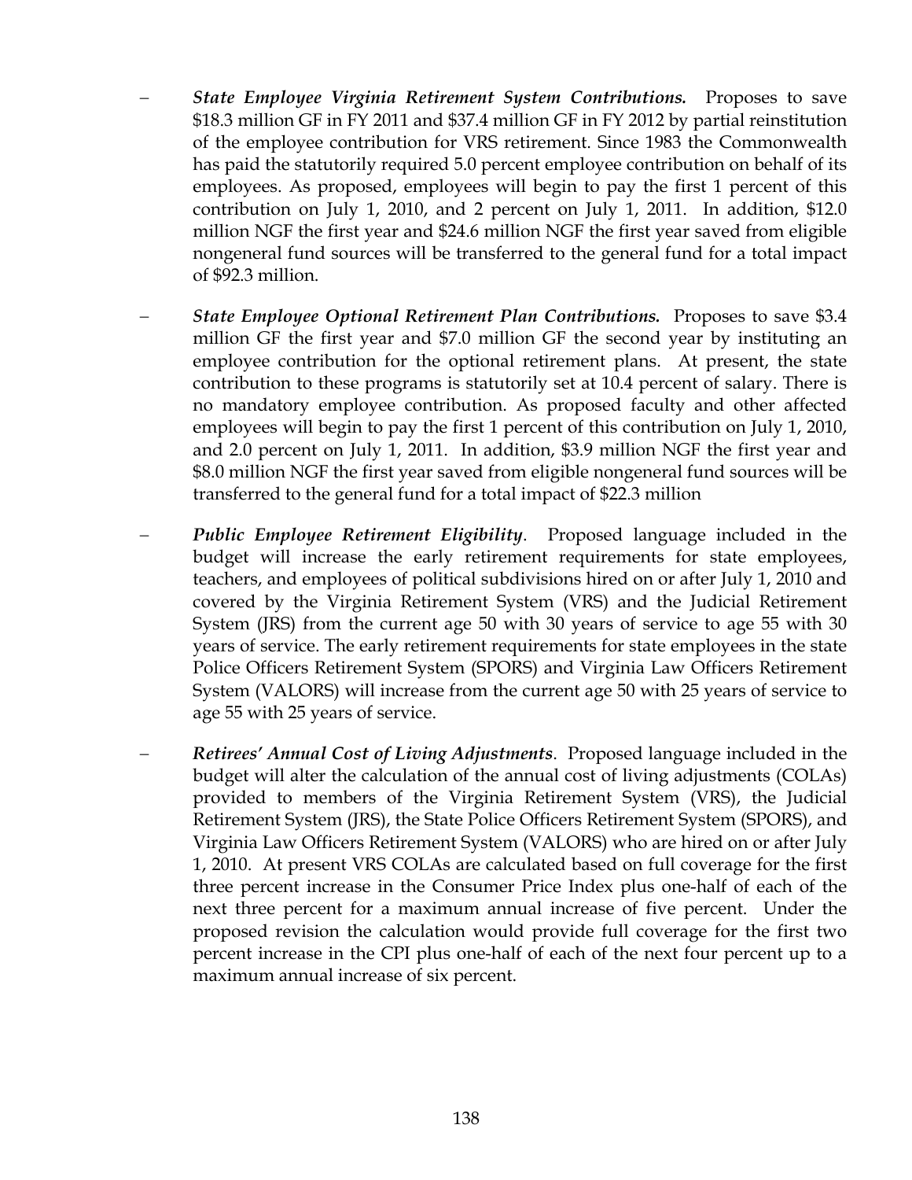- ***State Employee Virginia Retirement System Contributions.*** Proposes to save \$18.3 million GF in FY 2011 and \$37.4 million GF in FY 2012 by partial reinstitution of the employee contribution for VRS retirement. Since 1983 the Commonwealth has paid the statutorily required 5.0 percent employee contribution on behalf of its employees. As proposed, employees will begin to pay the first 1 percent of this contribution on July 1, 2010, and 2 percent on July 1, 2011. In addition, \$12.0 million NGF the first year and \$24.6 million NGF the first year saved from eligible nongeneral fund sources will be transferred to the general fund for a total impact of \$92.3 million.

- ***State Employee Optional Retirement Plan Contributions.*** Proposes to save \$3.4 million GF the first year and \$7.0 million GF the second year by instituting an employee contribution for the optional retirement plans. At present, the state contribution to these programs is statutorily set at 10.4 percent of salary. There is no mandatory employee contribution. As proposed faculty and other affected employees will begin to pay the first 1 percent of this contribution on July 1, 2010, and 2.0 percent on July 1, 2011. In addition, \$3.9 million NGF the first year and \$8.0 million NGF the first year saved from eligible nongeneral fund sources will be transferred to the general fund for a total impact of \$22.3 million

- ***Public Employee Retirement Eligibility***. Proposed language included in the budget will increase the early retirement requirements for state employees, teachers, and employees of political subdivisions hired on or after July 1, 2010 and covered by the Virginia Retirement System (VRS) and the Judicial Retirement System (JRS) from the current age 50 with 30 years of service to age 55 with 30 years of service. The early retirement requirements for state employees in the state Police Officers Retirement System (SPORS) and Virginia Law Officers Retirement System (VALORS) will increase from the current age 50 with 25 years of service to age 55 with 25 years of service.

- ***Retirees' Annual Cost of Living Adjustments***. Proposed language included in the budget will alter the calculation of the annual cost of living adjustments (COLAs) provided to members of the Virginia Retirement System (VRS), the Judicial Retirement System (JRS), the State Police Officers Retirement System (SPORS), and Virginia Law Officers Retirement System (VALORS) who are hired on or after July 1, 2010. At present VRS COLAs are calculated based on full coverage for the first three percent increase in the Consumer Price Index plus one-half of each of the next three percent for a maximum annual increase of five percent. Under the proposed revision the calculation would provide full coverage for the first two percent increase in the CPI plus one-half of each of the next four percent up to a maximum annual increase of six percent.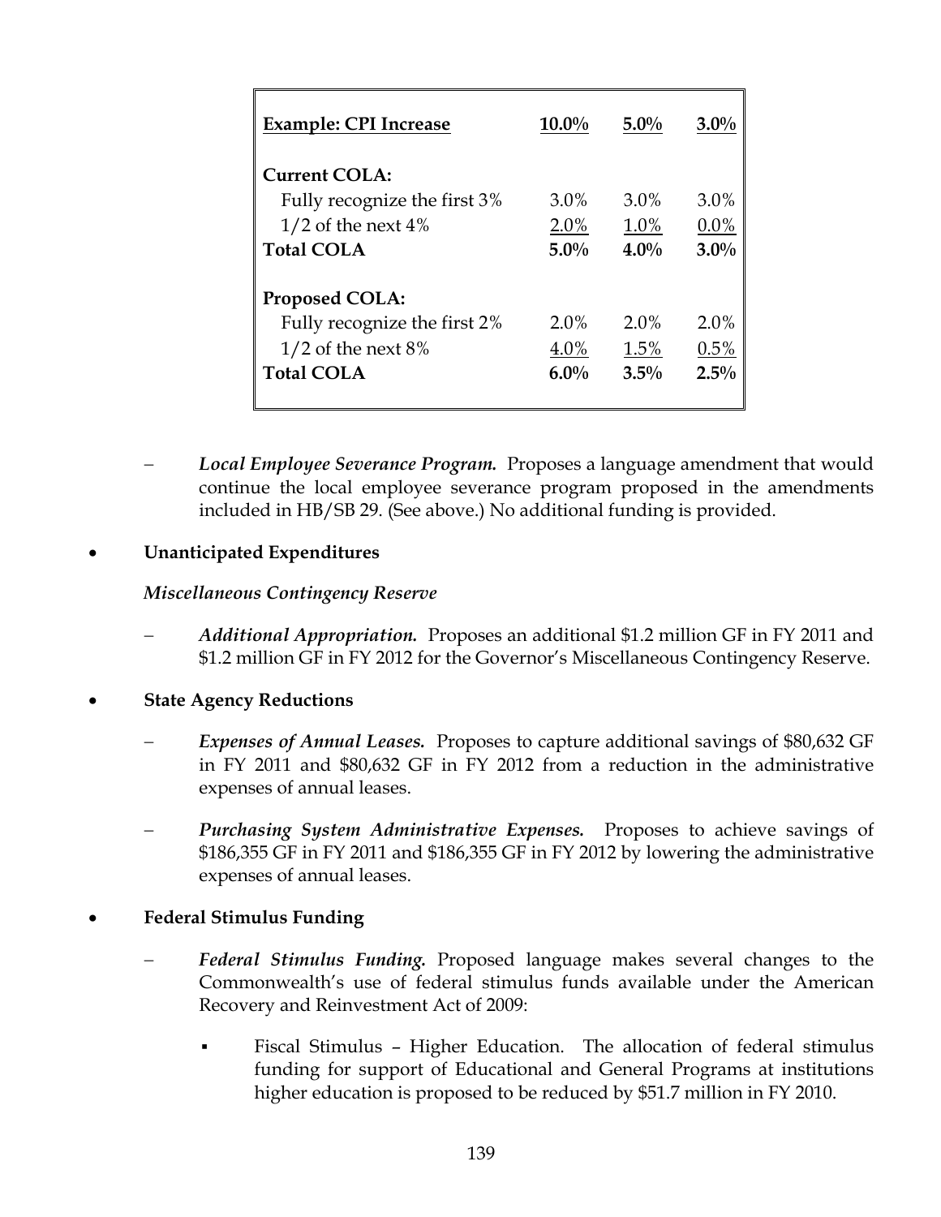| **Example: CPI Increase** | **10.0%** | **5.0%** | **3.0%** |
|---|---|---|---|
| **Current COLA:** | | | |
| Fully recognize the first 3% | 3.0% | 3.0% | 3.0% |
| 1/2 of the next 4% | 2.0% | 1.0% | 0.0% |
| **Total COLA** | **5.0%** | **4.0%** | **3.0%** |
| **Proposed COLA:** | | | |
| Fully recognize the first 2% | 2.0% | 2.0% | 2.0% |
| 1/2 of the next 8% | 4.0% | 1.5% | 0.5% |
| **Total COLA** | **6.0%** | **3.5%** | **2.5%** |

- ***Local Employee Severance Program.*** Proposes a language amendment that would continue the local employee severance program proposed in the amendments included in HB/SB 29. (See above.) No additional funding is provided.

- **Unanticipated Expenditures**

  ***Miscellaneous Contingency Reserve***

  - ***Additional Appropriation.*** Proposes an additional $1.2 million GF in FY 2011 and $1.2 million GF in FY 2012 for the Governor's Miscellaneous Contingency Reserve.

- **State Agency Reductions**

  - ***Expenses of Annual Leases.*** Proposes to capture additional savings of $80,632 GF in FY 2011 and $80,632 GF in FY 2012 from a reduction in the administrative expenses of annual leases.

  - ***Purchasing System Administrative Expenses.*** Proposes to achieve savings of $186,355 GF in FY 2011 and $186,355 GF in FY 2012 by lowering the administrative expenses of annual leases.

- **Federal Stimulus Funding**

  - ***Federal Stimulus Funding.*** Proposed language makes several changes to the Commonwealth's use of federal stimulus funds available under the American Recovery and Reinvestment Act of 2009:

    - Fiscal Stimulus – Higher Education. The allocation of federal stimulus funding for support of Educational and General Programs at institutions higher education is proposed to be reduced by $51.7 million in FY 2010.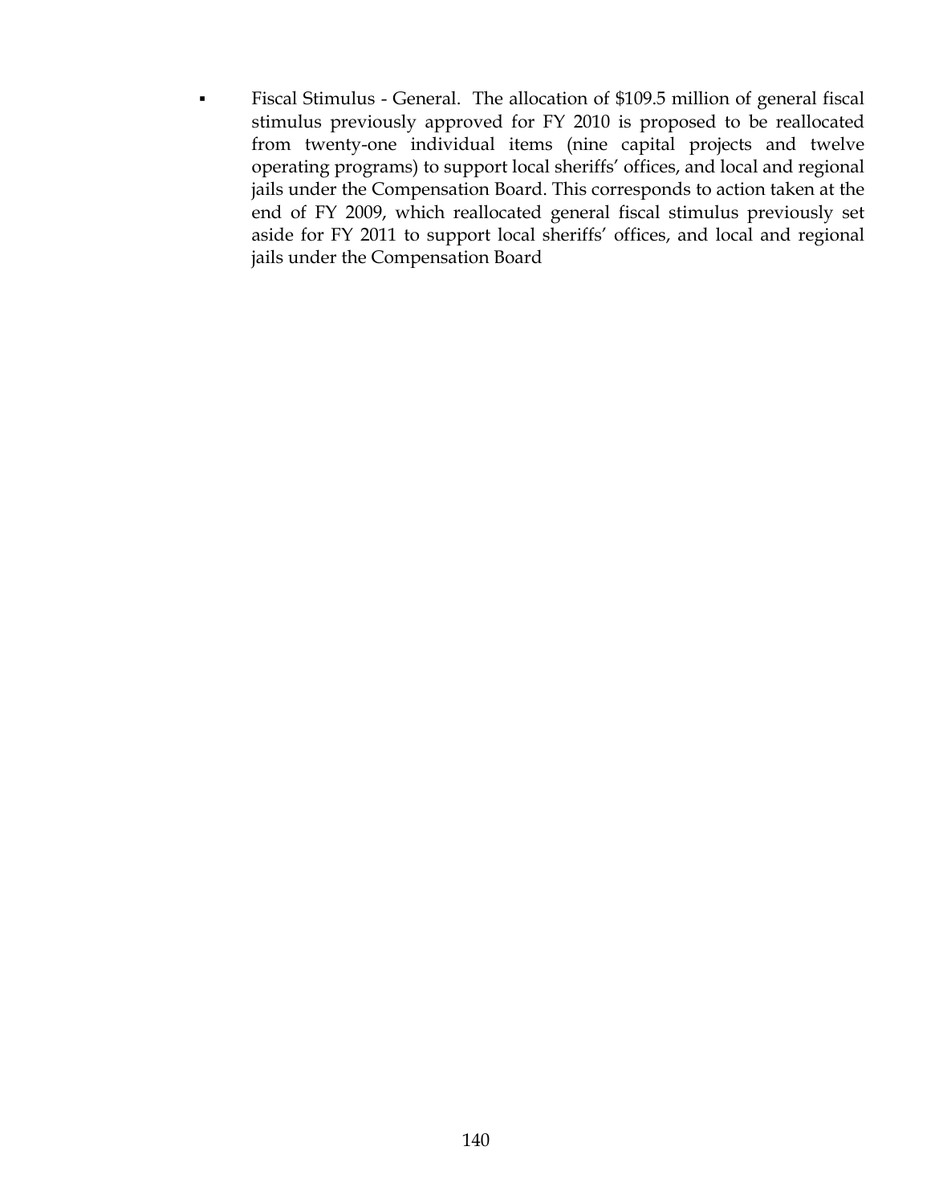- Fiscal Stimulus - General. The allocation of $109.5 million of general fiscal stimulus previously approved for FY 2010 is proposed to be reallocated from twenty-one individual items (nine capital projects and twelve operating programs) to support local sheriffs' offices, and local and regional jails under the Compensation Board. This corresponds to action taken at the end of FY 2009, which reallocated general fiscal stimulus previously set aside for FY 2011 to support local sheriffs' offices, and local and regional jails under the Compensation Board